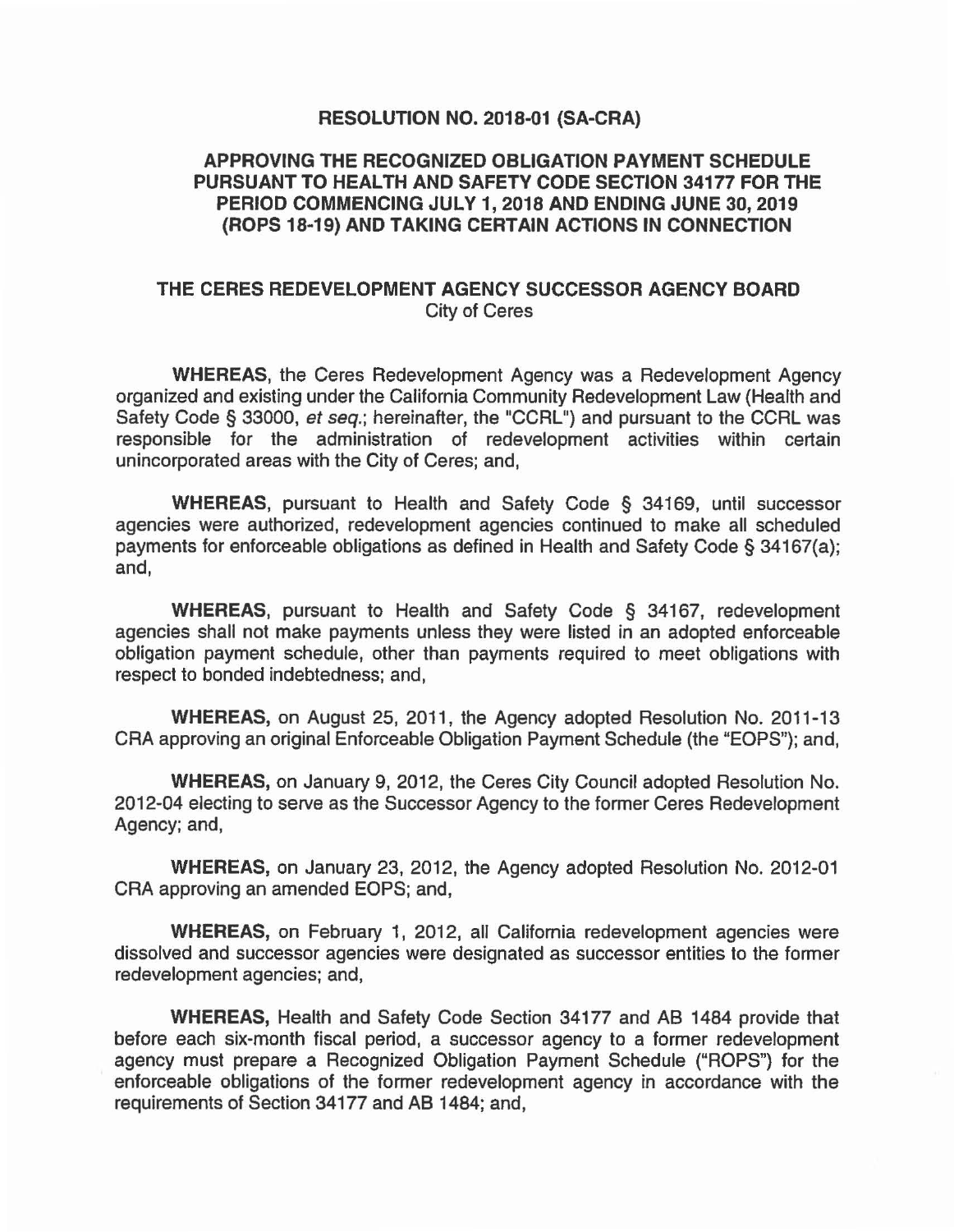# RESOLUTION NO. 2018-01 (SA-CRA)

## APPROVING THE RECOGNIZED OBLIGATION PAYMENT SCHEDULE PURSUANT TO HEALTH AND SAFETY CODE SECTION 34177 FOR THE PERIOD COMMENCING JULY 1, 2018 AND ENDING JUNE 30, 2019 (ROPS 18-19) AND TAKING CERTAIN ACTIONS IN CONNECTION

## THE CERES REDEVELOPMENT AGENCY SUCCESSOR AGENCY BOARD

City of Ceres

**WHEREAS**, the Ceres Redevelopment Agency was a Redevelopment Agency organized and existing under the California Community Redevelopment Law (Health and Safety Code § 33000, *et seq.*; hereinafter, the "CCRL") and pursuant to the CCRL was responsible for the administration of redevelopment activities within certain unincorporated areas with the City of Ceres; and,

**WHEREAS**, pursuant to Health and Safety Code § 34169, until successor agencies were authorized, redevelopment agencies continued to make all scheduled payments for enforceable obligations as defined in Health and Safety Code § 34167(a); and,

**WHEREAS**, pursuant to Health and Safety Code § 34167, redevelopment agencies shall not make payments unless they were listed in an adopted enforceable obligation payment schedule, other than payments required to meet obligations with respect to bonded indebtedness; and,

**WHEREAS,** on August 25, 2011, the Agency adopted Resolution No. 2011-13 CRA approving an original Enforceable Obligation Payment Schedule (the "EOPS"); and,

**WHEREAS,** on January 9, 2012, the Ceres City Council adopted Resolution No. 2012-04 electing to serve as the Successor Agency to the former Ceres Redevelopment Agency; and,

**WHEREAS,** on January 23, 2012, the Agency adopted Resolution No. 2012-01 CRA approving an amended EOPS; and,

**WHEREAS,** on February 1, 2012, all California redevelopment agencies were dissolved and successor agencies were designated as successor entities to the former redevelopment agencies; and,

**WHEREAS,** Health and Safety Code Section 34177 and AB 1484 provide that before each six-month fiscal period, a successor agency to a former redevelopment agency must prepare a Recognized Obligation Payment Schedule ("ROPS") for the enforceable obligations of the former redevelopment agency in accordance with the requirements of Section 34177 and AB 1484; and,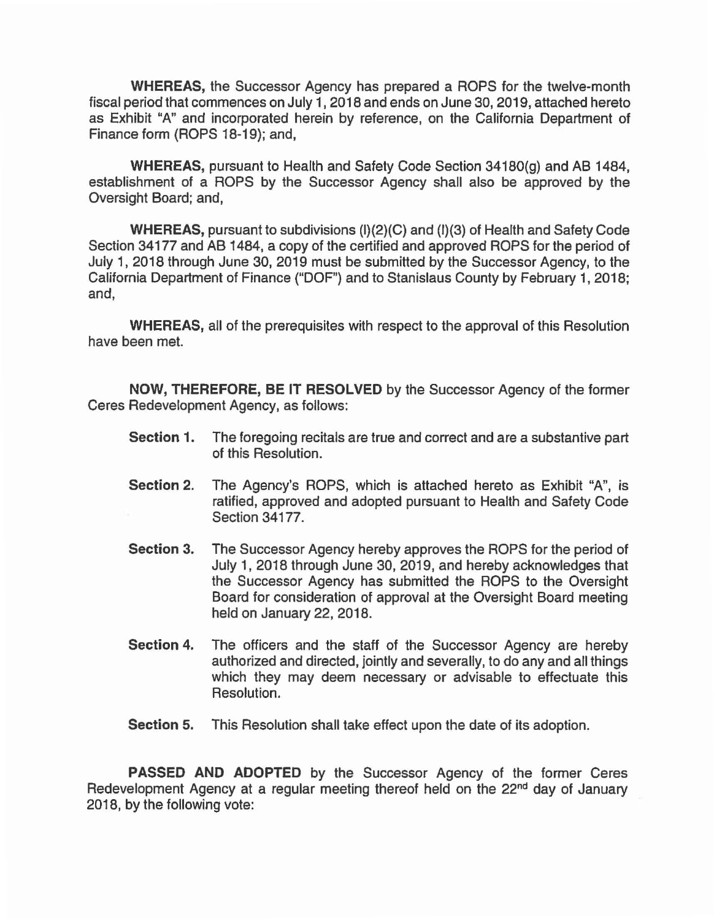**WHEREAS,** the Successor Agency has prepared a ROPS for the twelve-month fiscal period that commences on July 1, 2018 and ends on June 30, 2019, attached hereto as Exhibit "A" and incorporated herein by reference, on the California Department of Finance form (ROPS 18-19); and,

**WHEREAS,** pursuant to Health and Safety Code Section 34180(g) and AB 1484, establishment of a ROPS by the Successor Agency shall also be approved by the Oversight Board; and,

**WHEREAS,** pursuant to subdivisions (l)(2)(C) and (l)(3) of Health and Safety Code Section 34177 and AB 1484, a copy of the certified and approved ROPS for the period of July 1, 2018 through June 30, 2019 must be submitted by the Successor Agency, to the California Department of Finance ("DOF") and to Stanislaus County by February 1, 2018; and,

**WHEREAS,** all of the prerequisites with respect to the approval of this Resolution have been met.

**NOW, THEREFORE, BE IT RESOLVED** by the Successor Agency of the former Ceres Redevelopment Agency, as follows:

**Section 1.** The foregoing recitals are true and correct and are a substantive part of this Resolution.

**Section 2.** The Agency's ROPS, which is attached hereto as Exhibit "A", is ratified, approved and adopted pursuant to Health and Safety Code Section 34177.

**Section 3.** The Successor Agency hereby approves the ROPS for the period of July 1, 2018 through June 30, 2019, and hereby acknowledges that the Successor Agency has submitted the ROPS to the Oversight Board for consideration of approval at the Oversight Board meeting held on January 22, 2018.

**Section 4.** The officers and the staff of the Successor Agency are hereby authorized and directed, jointly and severally, to do any and all things which they may deem necessary or advisable to effectuate this Resolution.

**Section 5.** This Resolution shall take effect upon the date of its adoption.

**PASSED AND ADOPTED** by the Successor Agency of the former Ceres Redevelopment Agency at a regular meeting thereof held on the 22nd day of January 2018, by the following vote: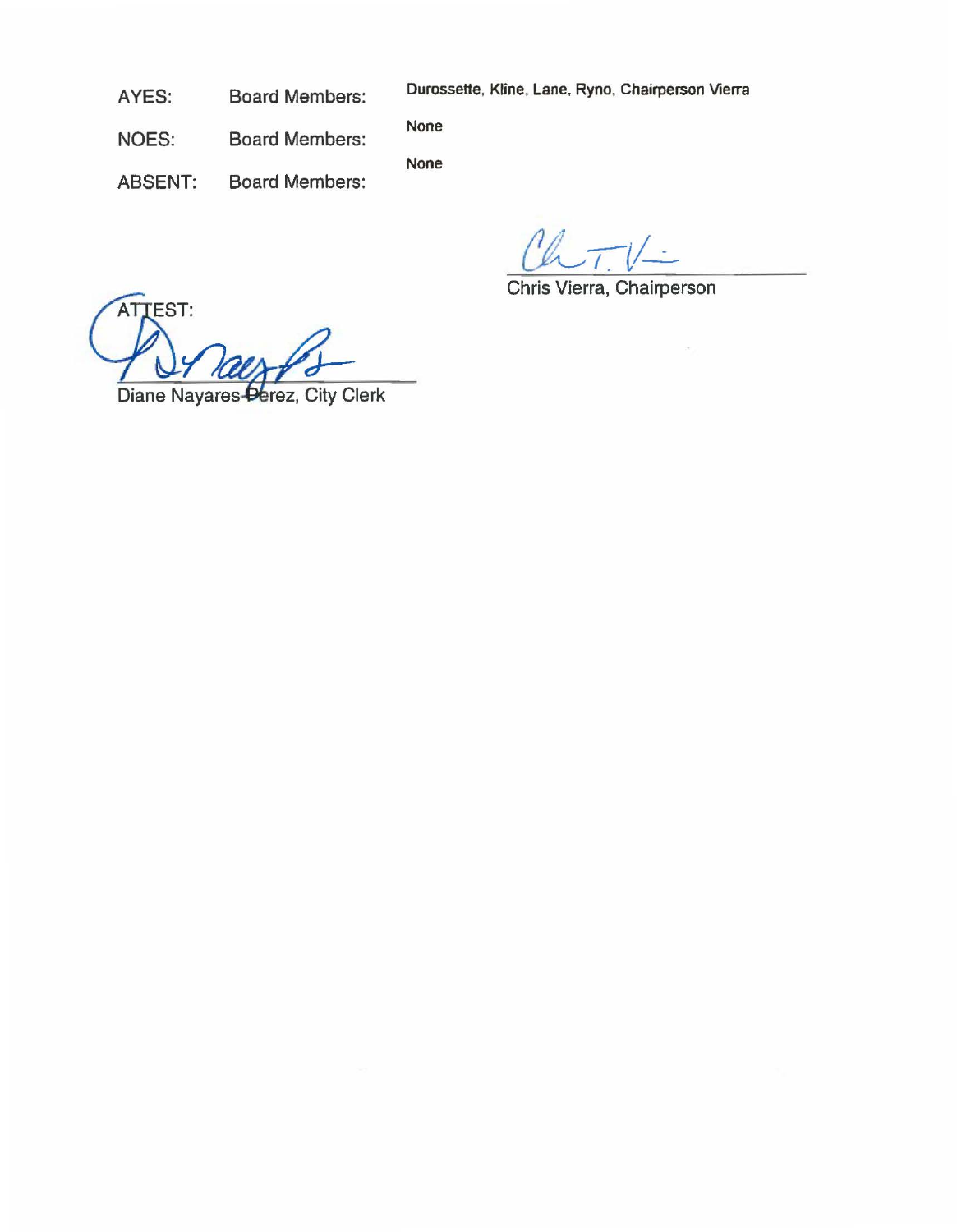AYES: Board Members: Durossette, Kline, Lane, Ryno, Chairperson Vierra

NOES: Board Members: None

ABSENT: Board Members: None

Chris Vierra, Chairperson

ATTEST:

Diane Nayares-Perez, City Clerk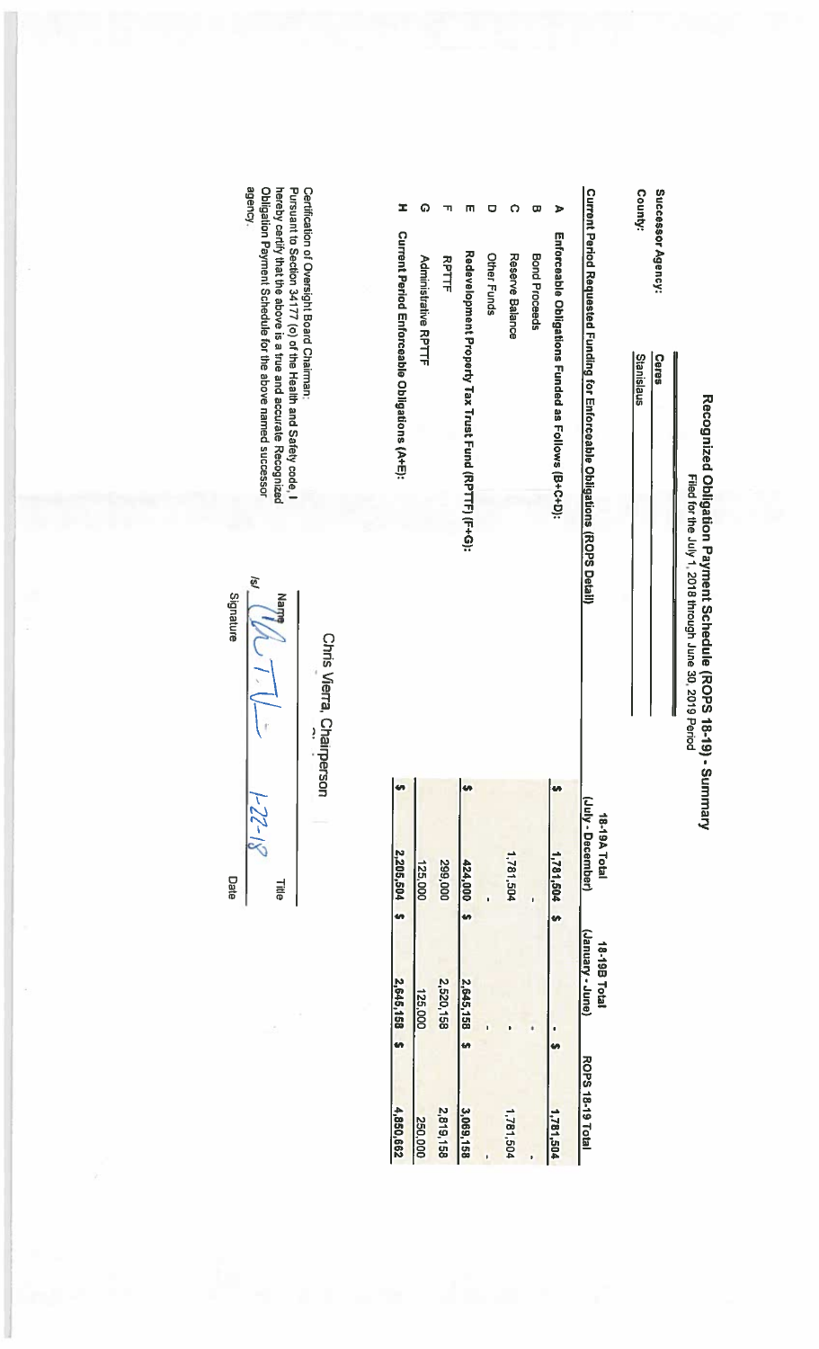# Recognized Obligation Payment Schedule (ROPS 18-19) - Summary

Filed for the July 1, 2018 through June 30, 2019 Period

**Successor Agency:** Ceres

**County:** Stanislaus

| | Current Period Requested Funding for Enforceable Obligations (ROPS Detail) | 18-19A Total (July - December) | 18-19B Total (January - June) | ROPS 18-19 Total |
|---|---|---|---|---|
| A | **Enforceable Obligations Funded as Follows (B+C+D):** | $ 1,781,504 | $ - | $ 1,781,504 |
| B | Bond Proceeds | - | - | - |
| C | Reserve Balance | 1,781,504 | - | 1,781,504 |
| D | Other Funds | - | - | - |
| E | **Redevelopment Property Tax Trust Fund (RPTTF) (F+G):** | $ 424,000 | $ 2,645,158 | $ 3,069,158 |
| F | RPTTF | 299,000 | 2,520,158 | 2,819,158 |
| G | Administrative RPTTF | 125,000 | 125,000 | 250,000 |
| H | **Current Period Enforceable Obligations (A+E):** | $ 2,205,504 | $ 2,645,158 | $ 4,850,662 |

Certification of Oversight Board Chairman:
Pursuant to Section 34177 (o) of the Health and Safety code, I hereby certify that the above is a true and accurate Recognized Obligation Payment Schedule for the above named successor agency.

Chris Vierra, Chairperson

Name Title

/s/ [signature] 1-22-18

Signature Date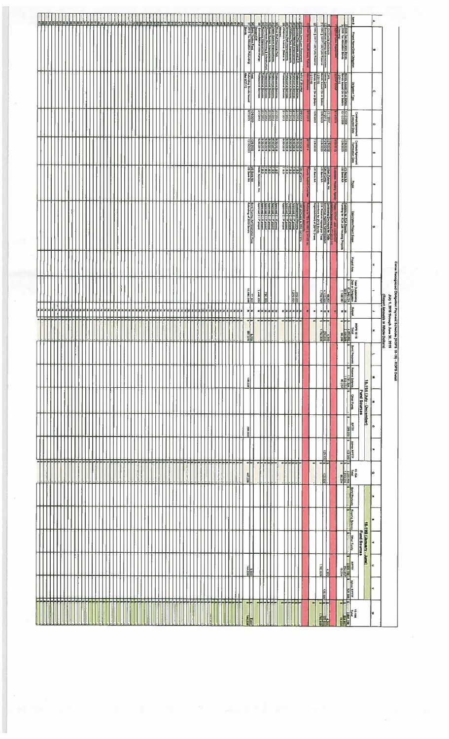# Ceres Recognized Obligation Payment Schedule (ROPS 18-19) - ROPS Detail

## July 1, 2018 through June 30, 2019

### (Report Amounts in Whole Dollars)

| A | B | C | D | E | F | G | H | I | J | K | L | M | N | O | P | Q | R | S | T | U | V | W |
|---|---|---|---|---|---|---|---|---|---|---|---|---|---|---|---|---|---|---|---|---|---|---|
| | | | | | | | | | | | 18-19A (July - December) | | | | | | 18-19B (January - June) | | | | | |
| | | | | | | | | | | | Fund Sources | | | | | | Fund Sources | | | | | |
| Item # | Project Name/Debt Obligation | Obligation Type | Contract/Agreement Execution Date | Contract/Agreement Termination Date | Payee | Description/Project Scope | Project Area | Total Outstanding Debt or Obligation | Retired | ROPS 18-19 Total | Bond Proceeds | Reserve Balance | Other Funds | RPTTF | Admin RPTTF | 18-19A Total | Bond Proceeds | Reserve Balance | Other Funds | RPTTF | Admin RPTTF | 18-19B Total |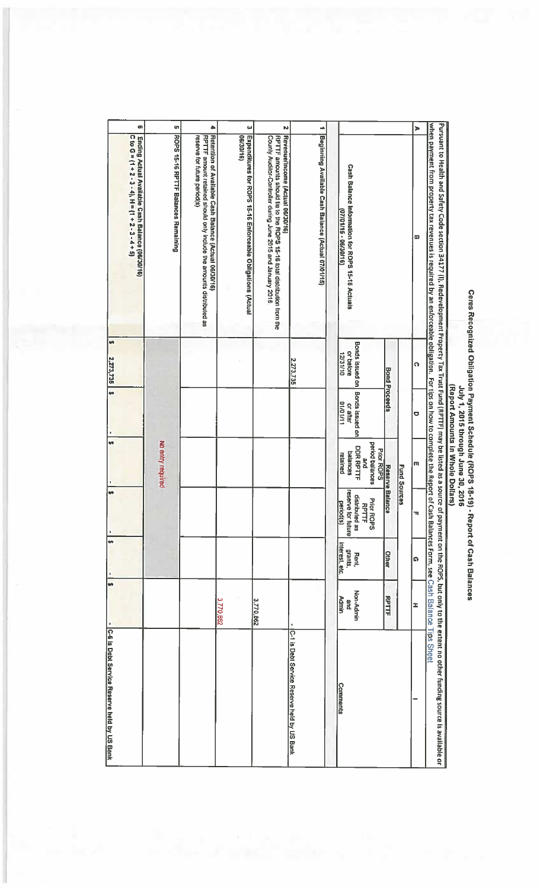# Ceres Recognized Obligation Payment Schedule (ROPS 18-19) - Report of Cash Balances

**July 1, 2015 through June 30, 2016**

**(Report Amounts in Whole Dollars)**

Pursuant to Health and Safety Code section 34177 (l), Redevelopment Property Tax Trust Fund (RPTTF) may be listed as a source of payment on the ROPS, but only to the extent no other funding source is available or when payment from property tax revenues is required by an enforceable obligation. For tips on how to complete the Report of Cash Balances Form, see Cash Balance Tips Sheet

| A | B | C | D | E | F | G | H | I |
|---|---|---|---|---|---|---|---|---|
| | | Fund Sources | | | | | | |
| | | Bond Proceeds | | Reserve Balance | | Other | RPTTF | |
| | Cash Balance Information for ROPS 15-16 Actuals (07/01/15 - 06/30/16) | Bonds issued on or before 12/31/10 | Bonds issued on or after 01/01/11 | Prior ROPS period balances and DDR RPTTF balances retained | Prior ROPS RPTTF distributed as reserve for future period(s) | Rent, grants, interest, etc. | Non-Admin and Admin | Comments |
| 1 | Beginning Available Cash Balance (Actual 07/01/15) | | | | | | | |
| 2 | Revenue/Income (Actual 06/30/16) RPTTF amounts should tie to the ROPS 15-16 total distribution from the County Auditor-Controller during June 2015 and January 2016 | 2,273,735 | | | | | | C-1 is Debt Service Reserve held by US Bank |
| 3 | Expenditures for ROPS 15-16 Enforceable Obligations (Actual 06/30/16) | | | | | | 3,770,862 | |
| 4 | Retention of Available Cash Balance (Actual 06/30/16) RPTTF amount retained should only include the amounts distributed as reserve for future period(s) | | | | | | 3,770,862 | |
| 5 | ROPS 15-16 RPTTF Balances Remaining | | | No entry required | | | | |
| 6 | Ending Actual Available Cash Balance (06/30/16) C to G = (1 + 2 - 3 - 4), H = (1 + 2 - 3 - 4 + 5) | $ 2,273,735 | $ - | $ - | $ - | $ - | $ - | C-6 is Debt Service Reserve held by US Bank |